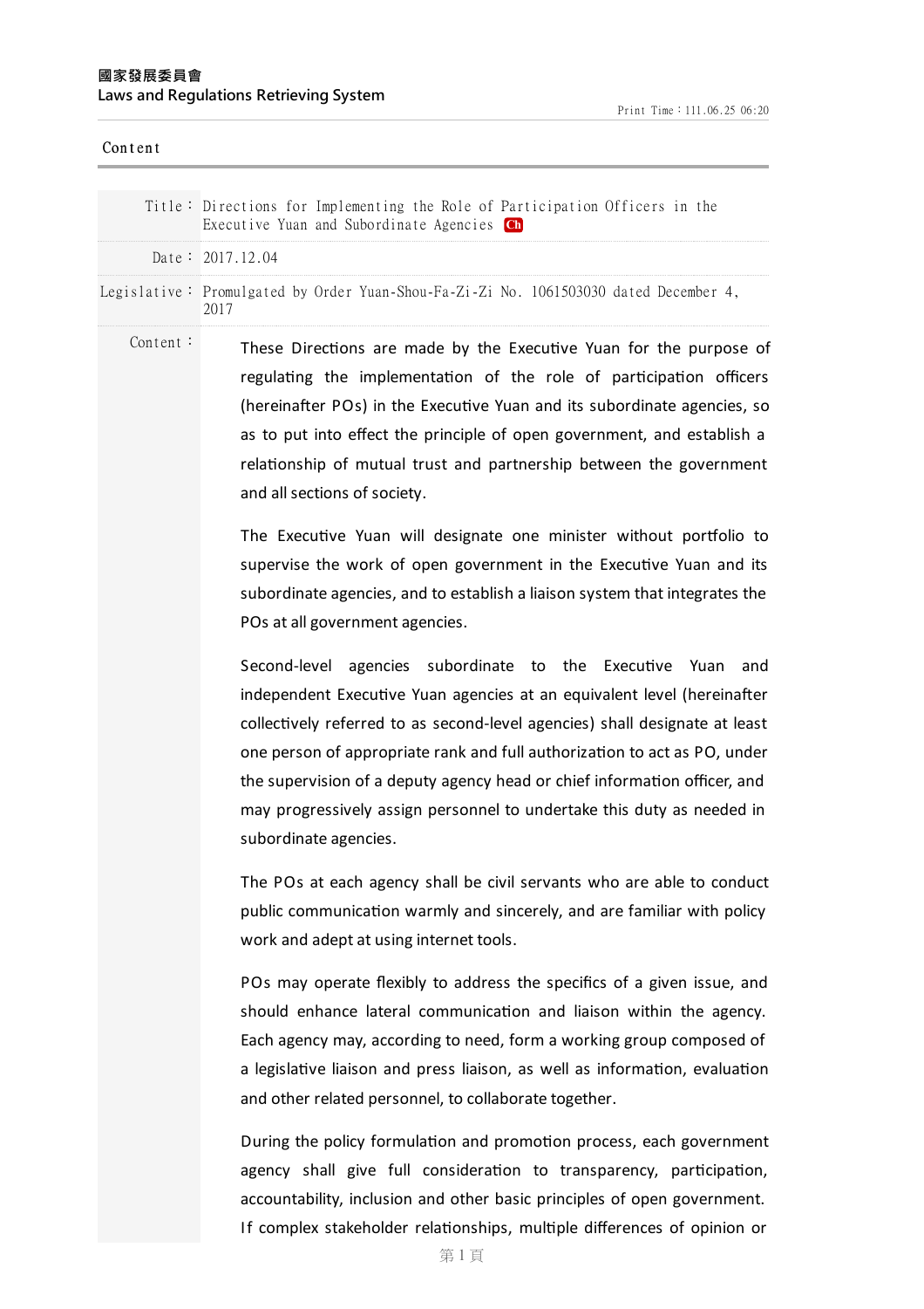國家發展委員會
Laws and Regulations Retrieving System

Content

| | |
|---|---|
| Title： | Directions for Implementing the Role of Participation Officers in the Executive Yuan and Subordinate Agencies Ch |
| Date： | 2017.12.04 |
| Legislative： | Promulgated by Order Yuan-Shou-Fa-Zi-Zi No. 1061503030 dated December 4, 2017 |

Content：

These Directions are made by the Executive Yuan for the purpose of regulating the implementation of the role of participation officers (hereinafter POs) in the Executive Yuan and its subordinate agencies, so as to put into effect the principle of open government, and establish a relationship of mutual trust and partnership between the government and all sections of society.

The Executive Yuan will designate one minister without portfolio to supervise the work of open government in the Executive Yuan and its subordinate agencies, and to establish a liaison system that integrates the POs at all government agencies.

Second-level agencies subordinate to the Executive Yuan and independent Executive Yuan agencies at an equivalent level (hereinafter collectively referred to as second-level agencies) shall designate at least one person of appropriate rank and full authorization to act as PO, under the supervision of a deputy agency head or chief information officer, and may progressively assign personnel to undertake this duty as needed in subordinate agencies.

The POs at each agency shall be civil servants who are able to conduct public communication warmly and sincerely, and are familiar with policy work and adept at using internet tools.

POs may operate flexibly to address the specifics of a given issue, and should enhance lateral communication and liaison within the agency. Each agency may, according to need, form a working group composed of a legislative liaison and press liaison, as well as information, evaluation and other related personnel, to collaborate together.

During the policy formulation and promotion process, each government agency shall give full consideration to transparency, participation, accountability, inclusion and other basic principles of open government. If complex stakeholder relationships, multiple differences of opinion or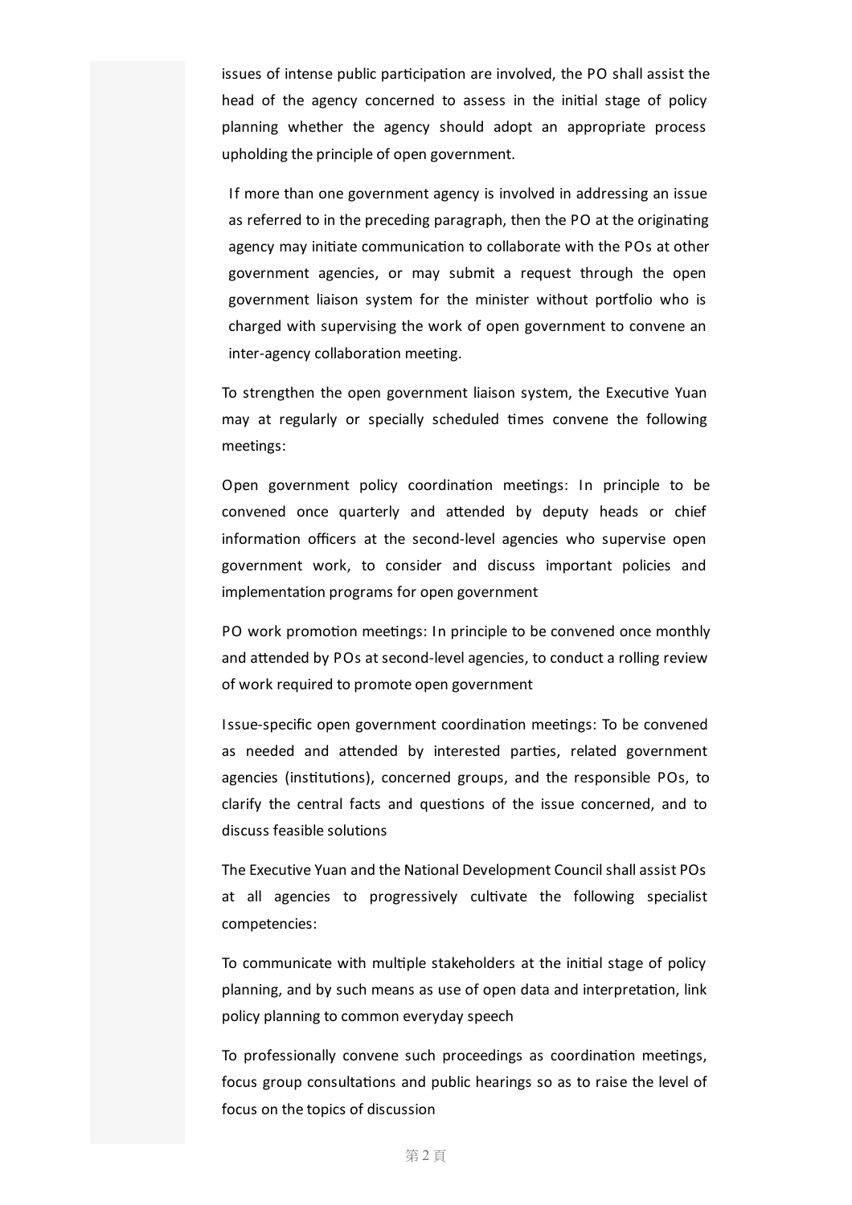issues of intense public participation are involved, the PO shall assist the head of the agency concerned to assess in the initial stage of policy planning whether the agency should adopt an appropriate process upholding the principle of open government.

If more than one government agency is involved in addressing an issue as referred to in the preceding paragraph, then the PO at the originating agency may initiate communication to collaborate with the POs at other government agencies, or may submit a request through the open government liaison system for the minister without portfolio who is charged with supervising the work of open government to convene an inter-agency collaboration meeting.

To strengthen the open government liaison system, the Executive Yuan may at regularly or specially scheduled times convene the following meetings:

Open government policy coordination meetings: In principle to be convened once quarterly and attended by deputy heads or chief information officers at the second-level agencies who supervise open government work, to consider and discuss important policies and implementation programs for open government

PO work promotion meetings: In principle to be convened once monthly and attended by POs at second-level agencies, to conduct a rolling review of work required to promote open government

Issue-specific open government coordination meetings: To be convened as needed and attended by interested parties, related government agencies (institutions), concerned groups, and the responsible POs, to clarify the central facts and questions of the issue concerned, and to discuss feasible solutions

The Executive Yuan and the National Development Council shall assist POs at all agencies to progressively cultivate the following specialist competencies:

To communicate with multiple stakeholders at the initial stage of policy planning, and by such means as use of open data and interpretation, link policy planning to common everyday speech

To professionally convene such proceedings as coordination meetings, focus group consultations and public hearings so as to raise the level of focus on the topics of discussion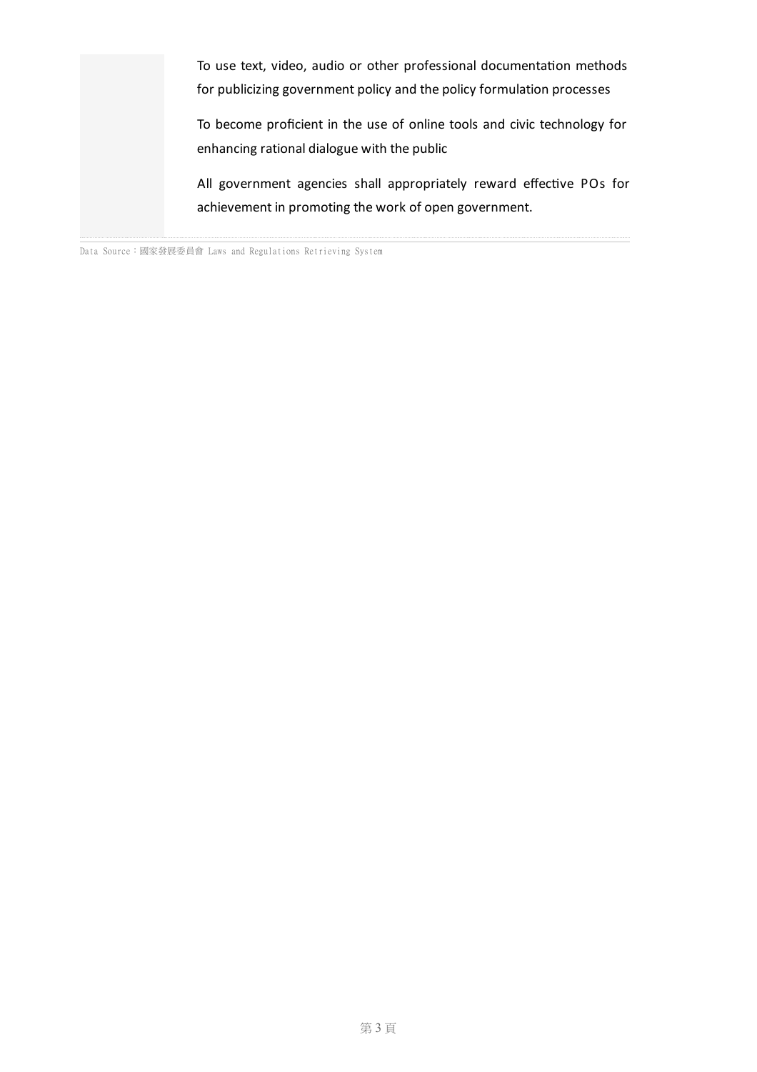To use text, video, audio or other professional documentation methods for publicizing government policy and the policy formulation processes

To become proficient in the use of online tools and civic technology for enhancing rational dialogue with the public

All government agencies shall appropriately reward effective POs for achievement in promoting the work of open government.

Data Source：國家發展委員會 Laws and Regulations Retrieving System